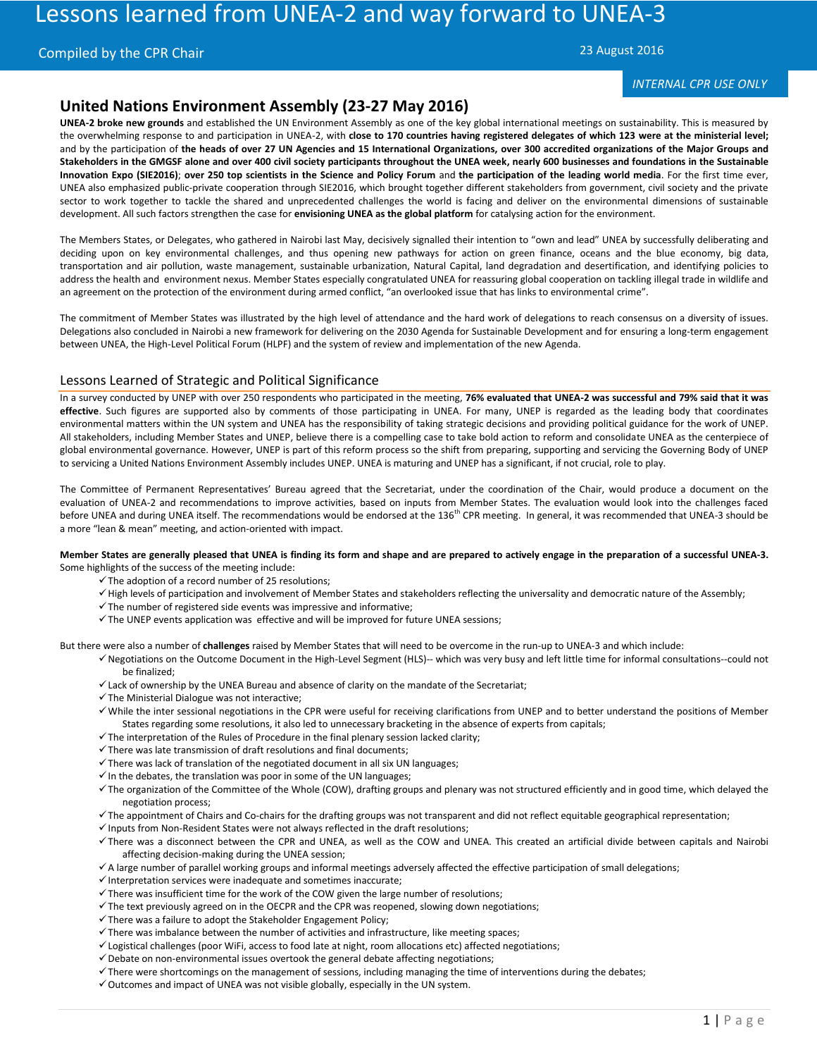# Lessons learned from UNEA-2 and way forward to UNEA-3

Compiled by the CPR Chair

23 August 2016

*INTERNAL CPR USE ONLY*

## United Nations Environment Assembly (23-27 May 2016)

**UNEA-2 broke new grounds** and established the UN Environment Assembly as one of the key global international meetings on sustainability. This is measured by the overwhelming response to and participation in UNEA-2, with **close to 170 countries having registered delegates of which 123 were at the ministerial level;** and by the participation of **the heads of over 27 UN Agencies and 15 International Organizations, over 300 accredited organizations of the Major Groups and Stakeholders in the GMGSF alone and over 400 civil society participants throughout the UNEA week, nearly 600 businesses and foundations in the Sustainable Innovation Expo (SIE2016)**; **over 250 top scientists in the Science and Policy Forum** and **the participation of the leading world media**. For the first time ever, UNEA also emphasized public-private cooperation through SIE2016, which brought together different stakeholders from government, civil society and the private sector to work together to tackle the shared and unprecedented challenges the world is facing and deliver on the environmental dimensions of sustainable development. All such factors strengthen the case for **envisioning UNEA as the global platform** for catalysing action for the environment.

The Members States, or Delegates, who gathered in Nairobi last May, decisively signalled their intention to "own and lead" UNEA by successfully deliberating and deciding upon on key environmental challenges, and thus opening new pathways for action on green finance, oceans and the blue economy, big data, transportation and air pollution, waste management, sustainable urbanization, Natural Capital, land degradation and desertification, and identifying policies to address the health and environment nexus. Member States especially congratulated UNEA for reassuring global cooperation on tackling illegal trade in wildlife and an agreement on the protection of the environment during armed conflict, "an overlooked issue that has links to environmental crime".

The commitment of Member States was illustrated by the high level of attendance and the hard work of delegations to reach consensus on a diversity of issues. Delegations also concluded in Nairobi a new framework for delivering on the 2030 Agenda for Sustainable Development and for ensuring a long-term engagement between UNEA, the High-Level Political Forum (HLPF) and the system of review and implementation of the new Agenda.

## Lessons Learned of Strategic and Political Significance

In a survey conducted by UNEP with over 250 respondents who participated in the meeting, **76% evaluated that UNEA-2 was successful and 79% said that it was effective**. Such figures are supported also by comments of those participating in UNEA. For many, UNEP is regarded as the leading body that coordinates environmental matters within the UN system and UNEA has the responsibility of taking strategic decisions and providing political guidance for the work of UNEP. All stakeholders, including Member States and UNEP, believe there is a compelling case to take bold action to reform and consolidate UNEA as the centerpiece of global environmental governance. However, UNEP is part of this reform process so the shift from preparing, supporting and servicing the Governing Body of UNEP to servicing a United Nations Environment Assembly includes UNEP. UNEA is maturing and UNEP has a significant, if not crucial, role to play.

The Committee of Permanent Representatives' Bureau agreed that the Secretariat, under the coordination of the Chair, would produce a document on the evaluation of UNEA-2 and recommendations to improve activities, based on inputs from Member States. The evaluation would look into the challenges faced before UNEA and during UNEA itself. The recommendations would be endorsed at the 136th CPR meeting. In general, it was recommended that UNEA-3 should be a more "lean & mean" meeting, and action-oriented with impact.

**Member States are generally pleased that UNEA is finding its form and shape and are prepared to actively engage in the preparation of a successful UNEA-3.** Some highlights of the success of the meeting include:

- ✓ The adoption of a record number of 25 resolutions;
- ✓ High levels of participation and involvement of Member States and stakeholders reflecting the universality and democratic nature of the Assembly;
- ✓ The number of registered side events was impressive and informative;
- ✓ The UNEP events application was effective and will be improved for future UNEA sessions;

But there were also a number of **challenges** raised by Member States that will need to be overcome in the run-up to UNEA-3 and which include:

- ✓ Negotiations on the Outcome Document in the High-Level Segment (HLS)-- which was very busy and left little time for informal consultations--could not be finalized;
- ✓ Lack of ownership by the UNEA Bureau and absence of clarity on the mandate of the Secretariat;
- ✓ The Ministerial Dialogue was not interactive;
- ✓ While the inter sessional negotiations in the CPR were useful for receiving clarifications from UNEP and to better understand the positions of Member States regarding some resolutions, it also led to unnecessary bracketing in the absence of experts from capitals;
- ✓ The interpretation of the Rules of Procedure in the final plenary session lacked clarity;
- ✓ There was late transmission of draft resolutions and final documents;
- ✓ There was lack of translation of the negotiated document in all six UN languages;
- ✓ In the debates, the translation was poor in some of the UN languages;
- ✓ The organization of the Committee of the Whole (COW), drafting groups and plenary was not structured efficiently and in good time, which delayed the negotiation process;
- ✓ The appointment of Chairs and Co-chairs for the drafting groups was not transparent and did not reflect equitable geographical representation;
- ✓ Inputs from Non-Resident States were not always reflected in the draft resolutions;
- ✓ There was a disconnect between the CPR and UNEA, as well as the COW and UNEA. This created an artificial divide between capitals and Nairobi affecting decision-making during the UNEA session;
- ✓ A large number of parallel working groups and informal meetings adversely affected the effective participation of small delegations;
- ✓ Interpretation services were inadequate and sometimes inaccurate;
- ✓ There was insufficient time for the work of the COW given the large number of resolutions;
- ✓ The text previously agreed on in the OECPR and the CPR was reopened, slowing down negotiations;
- ✓ There was a failure to adopt the Stakeholder Engagement Policy;
- ✓ There was imbalance between the number of activities and infrastructure, like meeting spaces;
- ✓ Logistical challenges (poor WiFi, access to food late at night, room allocations etc) affected negotiations;
- ✓ Debate on non-environmental issues overtook the general debate affecting negotiations;
- ✓ There were shortcomings on the management of sessions, including managing the time of interventions during the debates;
- ✓ Outcomes and impact of UNEA was not visible globally, especially in the UN system.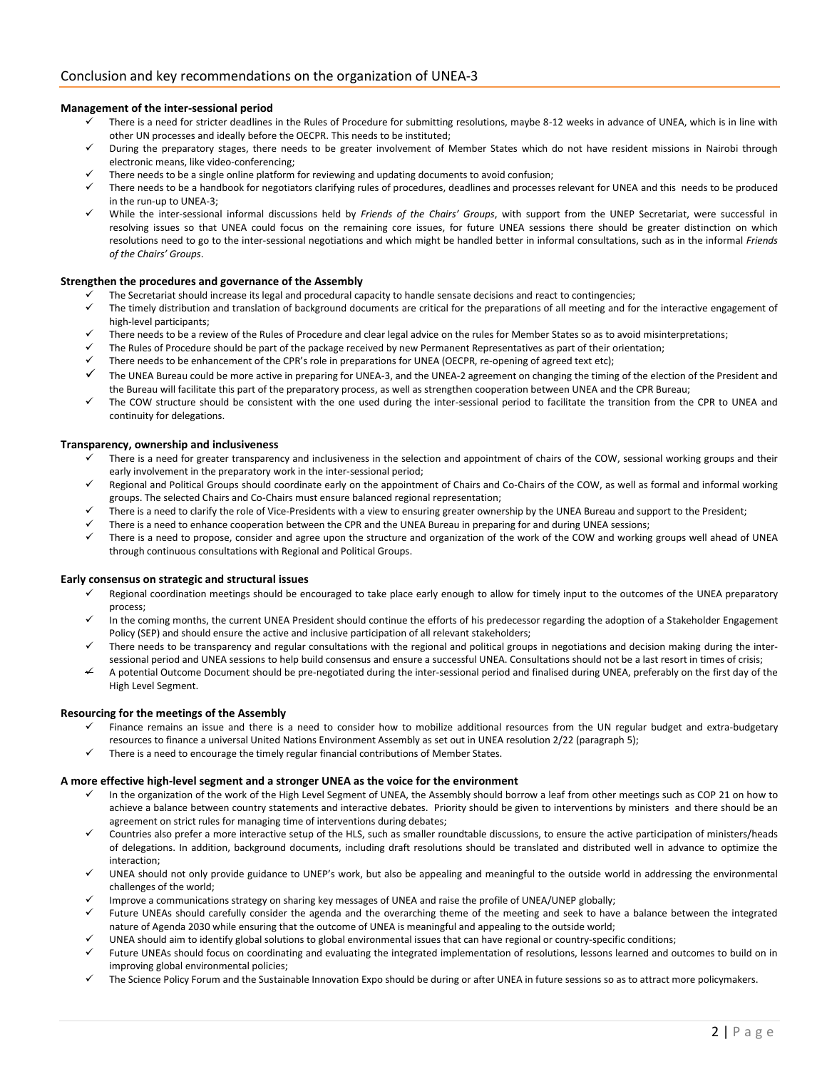## Conclusion and key recommendations on the organization of UNEA-3

**Management of the inter-sessional period**

- ✓ There is a need for stricter deadlines in the Rules of Procedure for submitting resolutions, maybe 8-12 weeks in advance of UNEA, which is in line with other UN processes and ideally before the OECPR. This needs to be instituted;
- ✓ During the preparatory stages, there needs to be greater involvement of Member States which do not have resident missions in Nairobi through electronic means, like video-conferencing;
- ✓ There needs to be a single online platform for reviewing and updating documents to avoid confusion;
- ✓ There needs to be a handbook for negotiators clarifying rules of procedures, deadlines and processes relevant for UNEA and this needs to be produced in the run-up to UNEA-3;
- ✓ While the inter-sessional informal discussions held by *Friends of the Chairs' Groups*, with support from the UNEP Secretariat, were successful in resolving issues so that UNEA could focus on the remaining core issues, for future UNEA sessions there should be greater distinction on which resolutions need to go to the inter-sessional negotiations and which might be handled better in informal consultations, such as in the informal *Friends of the Chairs' Groups*.

**Strengthen the procedures and governance of the Assembly**

- ✓ The Secretariat should increase its legal and procedural capacity to handle sensate decisions and react to contingencies;
- ✓ The timely distribution and translation of background documents are critical for the preparations of all meeting and for the interactive engagement of high-level participants;
- ✓ There needs to be a review of the Rules of Procedure and clear legal advice on the rules for Member States so as to avoid misinterpretations;
- ✓ The Rules of Procedure should be part of the package received by new Permanent Representatives as part of their orientation;
- ✓ There needs to be enhancement of the CPR's role in preparations for UNEA (OECPR, re-opening of agreed text etc);
- ✓ The UNEA Bureau could be more active in preparing for UNEA-3, and the UNEA-2 agreement on changing the timing of the election of the President and the Bureau will facilitate this part of the preparatory process, as well as strengthen cooperation between UNEA and the CPR Bureau;
- ✓ The COW structure should be consistent with the one used during the inter-sessional period to facilitate the transition from the CPR to UNEA and continuity for delegations.

**Transparency, ownership and inclusiveness**

- ✓ There is a need for greater transparency and inclusiveness in the selection and appointment of chairs of the COW, sessional working groups and their early involvement in the preparatory work in the inter-sessional period;
- ✓ Regional and Political Groups should coordinate early on the appointment of Chairs and Co-Chairs of the COW, as well as formal and informal working groups. The selected Chairs and Co-Chairs must ensure balanced regional representation;
- ✓ There is a need to clarify the role of Vice-Presidents with a view to ensuring greater ownership by the UNEA Bureau and support to the President;
- ✓ There is a need to enhance cooperation between the CPR and the UNEA Bureau in preparing for and during UNEA sessions;
- ✓ There is a need to propose, consider and agree upon the structure and organization of the work of the COW and working groups well ahead of UNEA through continuous consultations with Regional and Political Groups.

**Early consensus on strategic and structural issues**

- ✓ Regional coordination meetings should be encouraged to take place early enough to allow for timely input to the outcomes of the UNEA preparatory process;
- ✓ In the coming months, the current UNEA President should continue the efforts of his predecessor regarding the adoption of a Stakeholder Engagement Policy (SEP) and should ensure the active and inclusive participation of all relevant stakeholders;
- ✓ There needs to be transparency and regular consultations with the regional and political groups in negotiations and decision making during the inter-sessional period and UNEA sessions to help build consensus and ensure a successful UNEA. Consultations should not be a last resort in times of crisis;
- ✓ A potential Outcome Document should be pre-negotiated during the inter-sessional period and finalised during UNEA, preferably on the first day of the High Level Segment.

**Resourcing for the meetings of the Assembly**

- ✓ Finance remains an issue and there is a need to consider how to mobilize additional resources from the UN regular budget and extra-budgetary resources to finance a universal United Nations Environment Assembly as set out in UNEA resolution 2/22 (paragraph 5);
- ✓ There is a need to encourage the timely regular financial contributions of Member States.

**A more effective high-level segment and a stronger UNEA as the voice for the environment**

- ✓ In the organization of the work of the High Level Segment of UNEA, the Assembly should borrow a leaf from other meetings such as COP 21 on how to achieve a balance between country statements and interactive debates. Priority should be given to interventions by ministers and there should be an agreement on strict rules for managing time of interventions during debates;
- ✓ Countries also prefer a more interactive setup of the HLS, such as smaller roundtable discussions, to ensure the active participation of ministers/heads of delegations. In addition, background documents, including draft resolutions should be translated and distributed well in advance to optimize the interaction;
- ✓ UNEA should not only provide guidance to UNEP's work, but also be appealing and meaningful to the outside world in addressing the environmental challenges of the world;
- ✓ Improve a communications strategy on sharing key messages of UNEA and raise the profile of UNEA/UNEP globally;
- ✓ Future UNEAs should carefully consider the agenda and the overarching theme of the meeting and seek to have a balance between the integrated nature of Agenda 2030 while ensuring that the outcome of UNEA is meaningful and appealing to the outside world;
- ✓ UNEA should aim to identify global solutions to global environmental issues that can have regional or country-specific conditions;
- ✓ Future UNEAs should focus on coordinating and evaluating the integrated implementation of resolutions, lessons learned and outcomes to build on in improving global environmental policies;
- ✓ The Science Policy Forum and the Sustainable Innovation Expo should be during or after UNEA in future sessions so as to attract more policymakers.